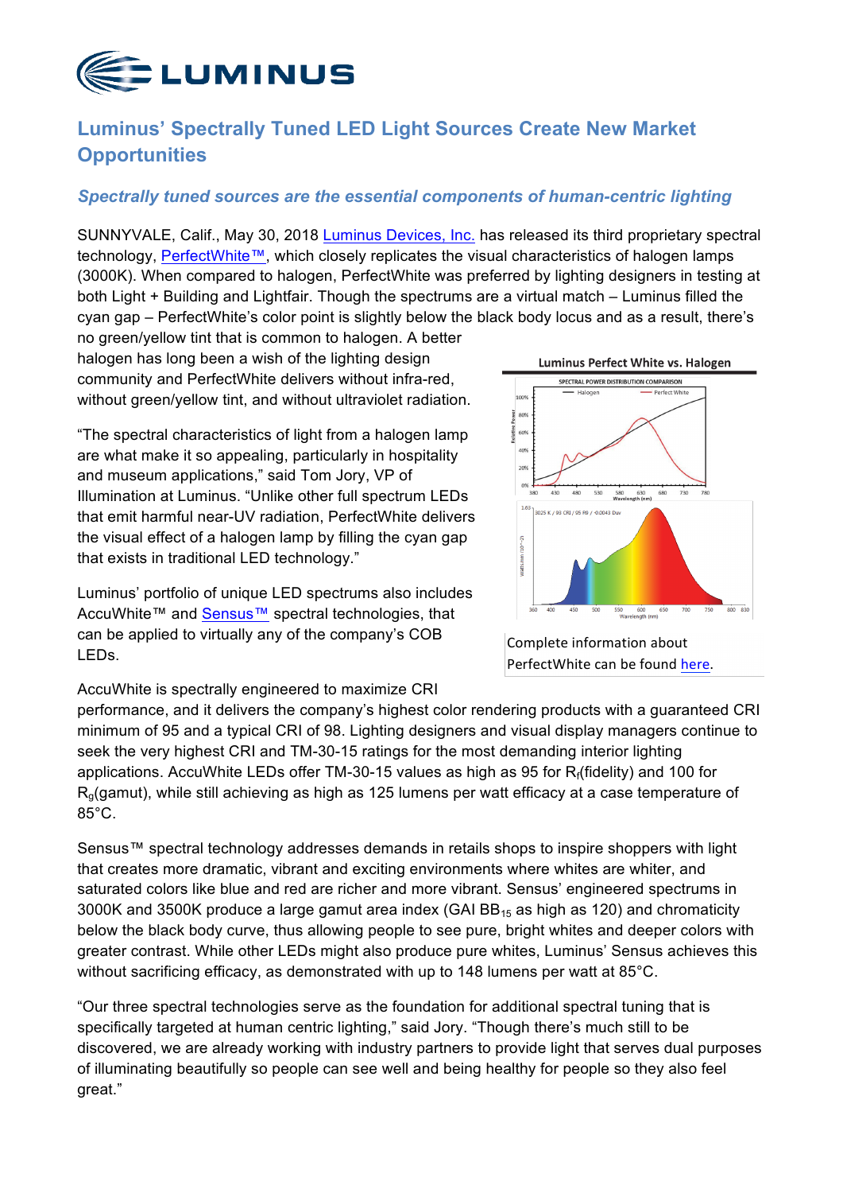# Luminus' Spectrally Tuned LED Light Sources Create New Market Opportunities

### *Spectrally tuned sources are the essential components of human-centric lighting*

SUNNYVALE, Calif., May 30, 2018 Luminus Devices, Inc. has released its third proprietary spectral technology, PerfectWhite™, which closely replicates the visual characteristics of halogen lamps (3000K). When compared to halogen, PerfectWhite was preferred by lighting designers in testing at both Light + Building and Lightfair. Though the spectrums are a virtual match – Luminus filled the cyan gap – PerfectWhite's color point is slightly below the black body locus and as a result, there's no green/yellow tint that is common to halogen. A better halogen has long been a wish of the lighting design community and PerfectWhite delivers without infra-red, without green/yellow tint, and without ultraviolet radiation.

"The spectral characteristics of light from a halogen lamp are what make it so appealing, particularly in hospitality and museum applications," said Tom Jory, VP of Illumination at Luminus. "Unlike other full spectrum LEDs that emit harmful near-UV radiation, PerfectWhite delivers the visual effect of a halogen lamp by filling the cyan gap that exists in traditional LED technology."

Luminus' portfolio of unique LED spectrums also includes AccuWhite™ and Sensus™ spectral technologies, that can be applied to virtually any of the company's COB LEDs.

Complete information about PerfectWhite can be found here.

AccuWhite is spectrally engineered to maximize CRI performance, and it delivers the company's highest color rendering products with a guaranteed CRI minimum of 95 and a typical CRI of 98. Lighting designers and visual display managers continue to seek the very highest CRI and TM-30-15 ratings for the most demanding interior lighting applications. AccuWhite LEDs offer TM-30-15 values as high as 95 for $R_f$(fidelity) and 100 for $R_g$(gamut), while still achieving as high as 125 lumens per watt efficacy at a case temperature of 85°C.

Sensus™ spectral technology addresses demands in retails shops to inspire shoppers with light that creates more dramatic, vibrant and exciting environments where whites are whiter, and saturated colors like blue and red are richer and more vibrant. Sensus' engineered spectrums in 3000K and 3500K produce a large gamut area index (GAI $BB_{15}$ as high as 120) and chromaticity below the black body curve, thus allowing people to see pure, bright whites and deeper colors with greater contrast. While other LEDs might also produce pure whites, Luminus' Sensus achieves this without sacrificing efficacy, as demonstrated with up to 148 lumens per watt at 85°C.

"Our three spectral technologies serve as the foundation for additional spectral tuning that is specifically targeted at human centric lighting," said Jory. "Though there's much still to be discovered, we are already working with industry partners to provide light that serves dual purposes of illuminating beautifully so people can see well and being healthy for people so they also feel great."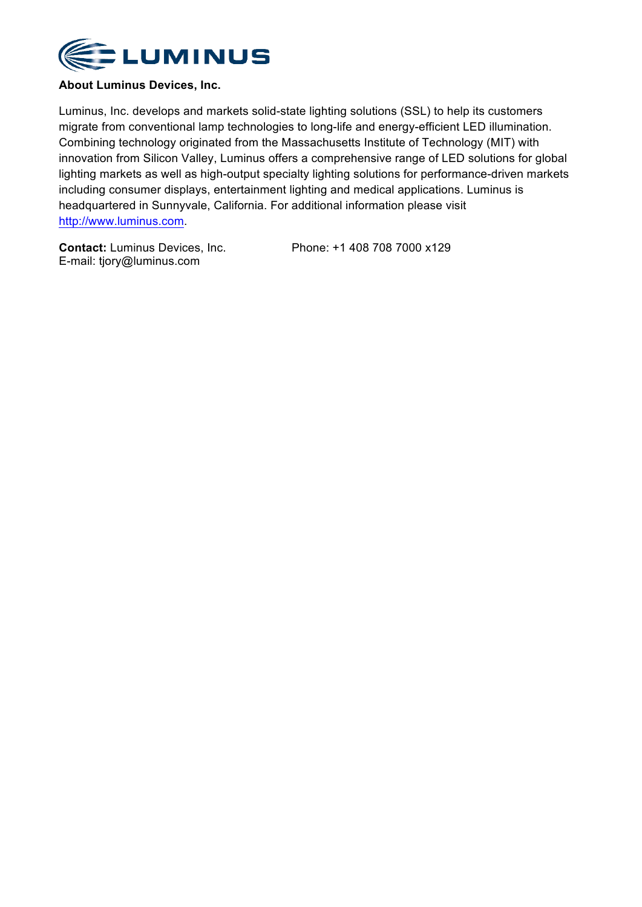**About Luminus Devices, Inc.**

Luminus, Inc. develops and markets solid-state lighting solutions (SSL) to help its customers migrate from conventional lamp technologies to long-life and energy-efficient LED illumination. Combining technology originated from the Massachusetts Institute of Technology (MIT) with innovation from Silicon Valley, Luminus offers a comprehensive range of LED solutions for global lighting markets as well as high-output specialty lighting solutions for performance-driven markets including consumer displays, entertainment lighting and medical applications. Luminus is headquartered in Sunnyvale, California. For additional information please visit http://www.luminus.com.

**Contact:** Luminus Devices, Inc.
E-mail: tjory@luminus.com

Phone: +1 408 708 7000 x129